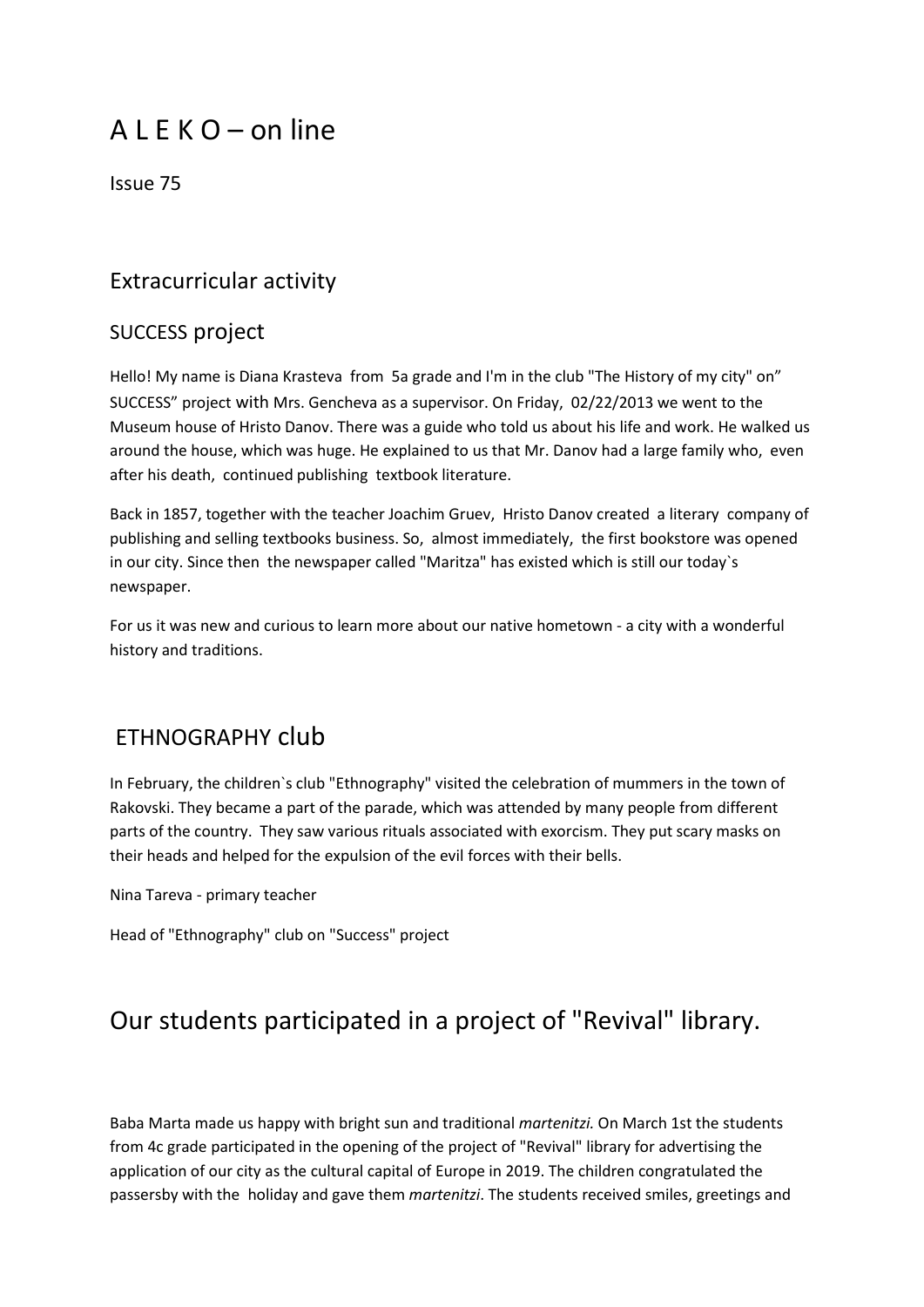# A L E K O – on line

Issue 75

## Extracurricular activity

### SUCCESS project

Hello! My name is Diana Krasteva from 5a grade and I'm in the club "The History of my city" on" SUCCESS" project with Mrs. Gencheva as a supervisor. On Friday, 02/22/2013 we went to the Museum house of Hristo Danov. There was a guide who told us about his life and work. He walked us around the house, which was huge. He explained to us that Mr. Danov had a large family who, even after his death, continued publishing textbook literature.

Back in 1857, together with the teacher Joachim Gruev, Hristo Danov created a literary company of publishing and selling textbooks business. So, almost immediately, the first bookstore was opened in our city. Since then the newspaper called "Maritza" has existed which is still our today`s newspaper.

For us it was new and curious to learn more about our native hometown - a city with a wonderful history and traditions.

## ETHNOGRAPHY club

In February, the children`s club "Ethnography" visited the celebration of mummers in the town of Rakovski. They became a part of the parade, which was attended by many people from different parts of the country. They saw various rituals associated with exorcism. They put scary masks on their heads and helped for the expulsion of the evil forces with their bells.

Nina Tareva - primary teacher

Head of "Ethnography" club on "Success" project

## Our students participated in a project of "Revival" library.

Baba Marta made us happy with bright sun and traditional *martenitzi.* On March 1st the students from 4c grade participated in the opening of the project of "Revival" library for advertising the application of our city as the cultural capital of Europe in 2019. The children congratulated the passersby with the holiday and gave them *martenitzi*. The students received smiles, greetings and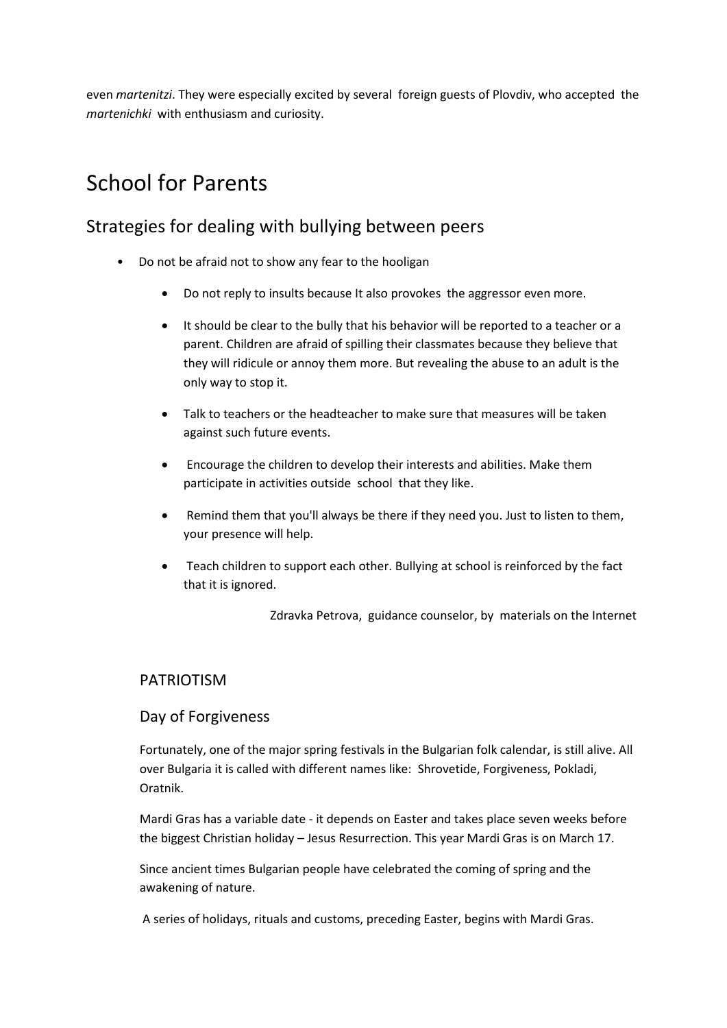even *martenitzi*. They were especially excited by several foreign guests of Plovdiv, who accepted the *martenichki* with enthusiasm and curiosity.

# School for Parents

## Strategies for dealing with bullying between peers

- Do not be afraid not to show any fear to the hooligan
    - Do not reply to insults because It also provokes the aggressor even more.
    - It should be clear to the bully that his behavior will be reported to a teacher or a parent. Children are afraid of spilling their classmates because they believe that they will ridicule or annoy them more. But revealing the abuse to an adult is the only way to stop it.
    - Talk to teachers or the headteacher to make sure that measures will be taken against such future events.
    - Encourage the children to develop their interests and abilities. Make them participate in activities outside school that they like.
    - Remind them that you'll always be there if they need you. Just to listen to them, your presence will help.
    - Teach children to support each other. Bullying at school is reinforced by the fact that it is ignored.

Zdravka Petrova, guidance counselor, by materials on the Internet

### PATRIOTISM

### Day of Forgiveness

Fortunately, one of the major spring festivals in the Bulgarian folk calendar, is still alive. All over Bulgaria it is called with different names like: Shrovetide, Forgiveness, Pokladi, Oratnik.

Mardi Gras has a variable date - it depends on Easter and takes place seven weeks before the biggest Christian holiday – Jesus Resurrection. This year Mardi Gras is on March 17.

Since ancient times Bulgarian people have celebrated the coming of spring and the awakening of nature.

A series of holidays, rituals and customs, preceding Easter, begins with Mardi Gras.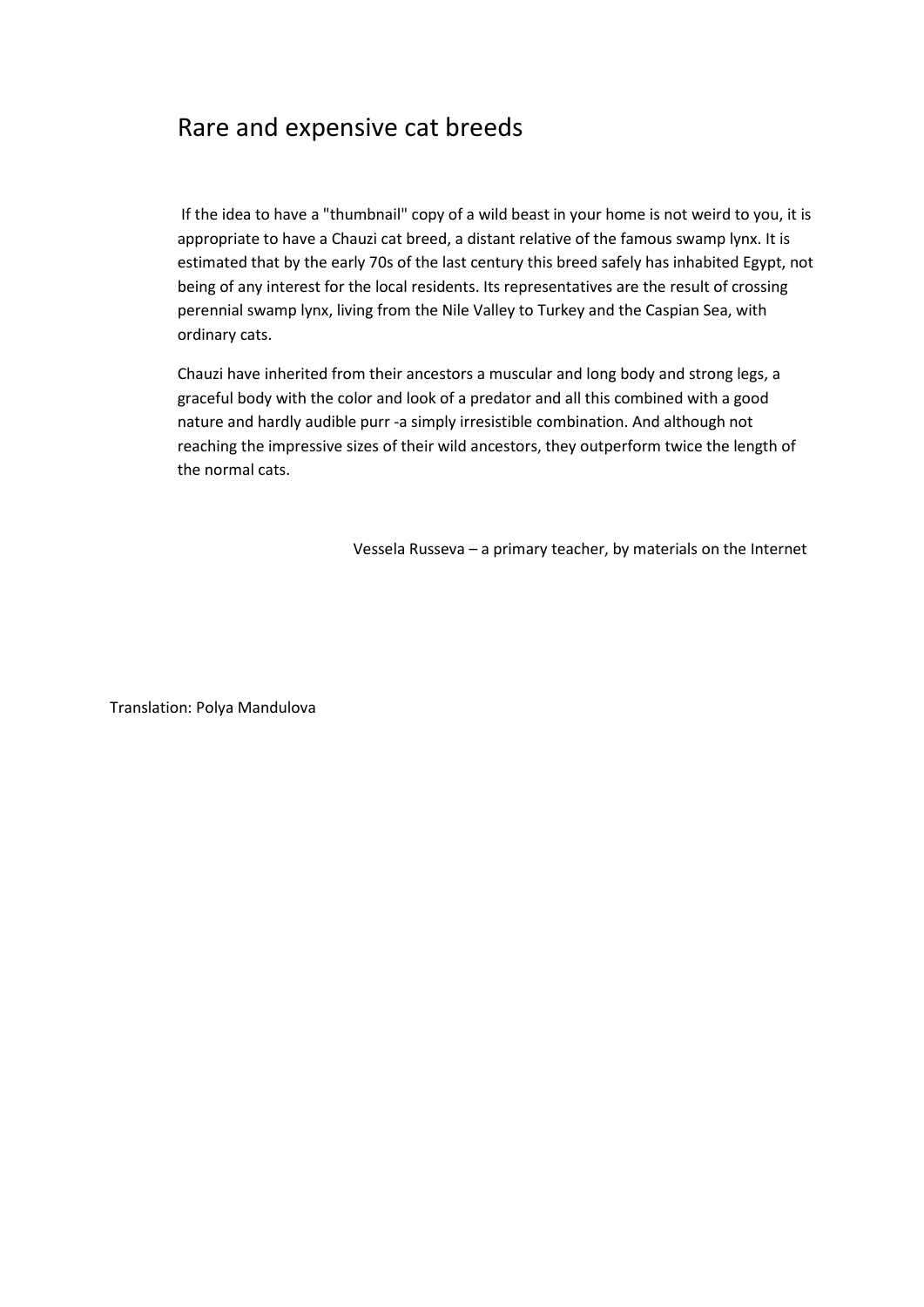# Rare and expensive cat breeds

If the idea to have a "thumbnail" copy of a wild beast in your home is not weird to you, it is appropriate to have a Chauzi cat breed, a distant relative of the famous swamp lynx. It is estimated that by the early 70s of the last century this breed safely has inhabited Egypt, not being of any interest for the local residents. Its representatives are the result of crossing perennial swamp lynx, living from the Nile Valley to Turkey and the Caspian Sea, with ordinary cats.

Chauzi have inherited from their ancestors a muscular and long body and strong legs, a graceful body with the color and look of a predator and all this combined with a good nature and hardly audible purr -a simply irresistible combination. And although not reaching the impressive sizes of their wild ancestors, they outperform twice the length of the normal cats.

Vessela Russeva – a primary teacher, by materials on the Internet

Translation: Polya Mandulova